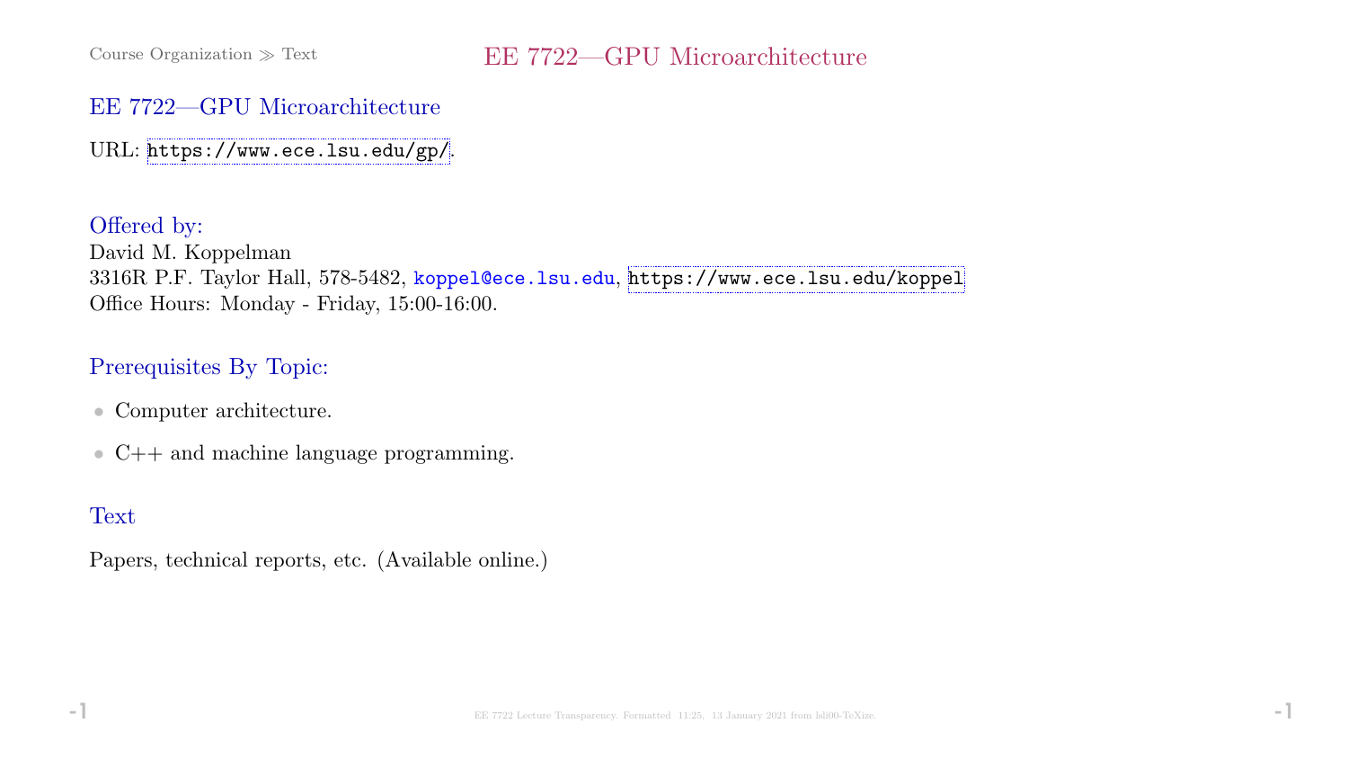## EE 7722—GPU Microarchitecture

URL: https://www.ece.lsu.edu/gp/.

### Offered by:

David M. Koppelman
3316R P.F. Taylor Hall, 578-5482, koppel@ece.lsu.edu, https://www.ece.lsu.edu/koppel
Office Hours: Monday - Friday, 15:00-16:00.

### Prerequisites By Topic:

- Computer architecture.
- C++ and machine language programming.

### Text

Papers, technical reports, etc. (Available online.)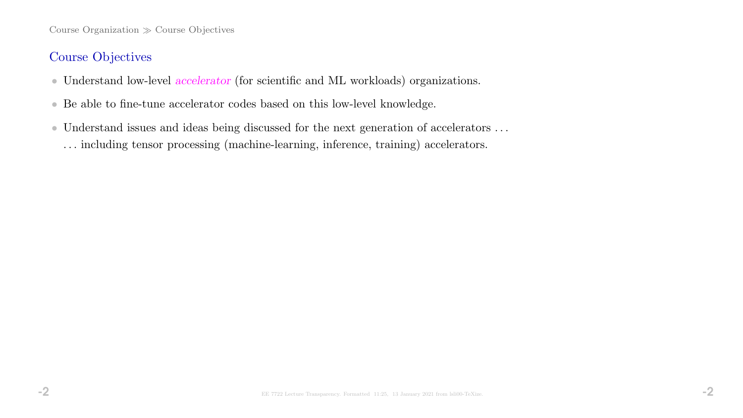## Course Objectives

- Understand low-level *accelerator* (for scientific and ML workloads) organizations.
- Be able to fine-tune accelerator codes based on this low-level knowledge.
- Understand issues and ideas being discussed for the next generation of accelerators . . .

  . . . including tensor processing (machine-learning, inference, training) accelerators.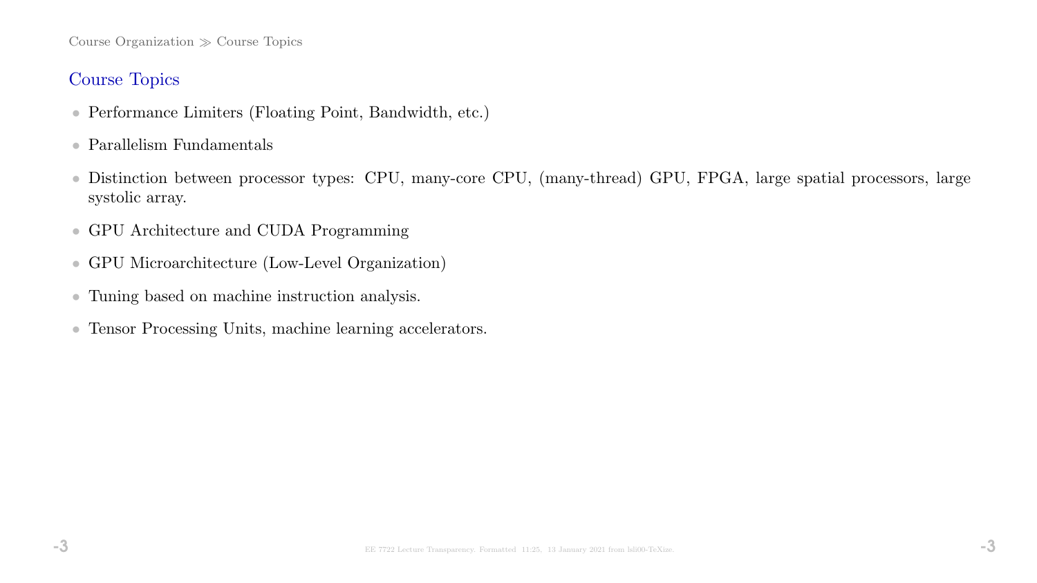## Course Topics

- Performance Limiters (Floating Point, Bandwidth, etc.)
- Parallelism Fundamentals
- Distinction between processor types: CPU, many-core CPU, (many-thread) GPU, FPGA, large spatial processors, large systolic array.
- GPU Architecture and CUDA Programming
- GPU Microarchitecture (Low-Level Organization)
- Tuning based on machine instruction analysis.
- Tensor Processing Units, machine learning accelerators.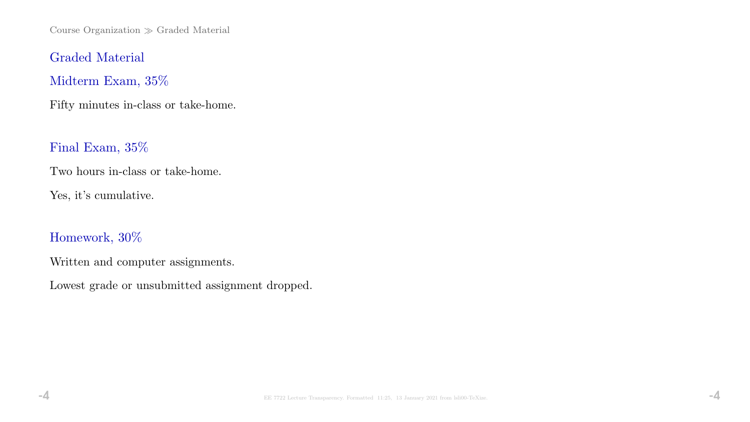## Graded Material

### Midterm Exam, 35%

Fifty minutes in-class or take-home.

### Final Exam, 35%

Two hours in-class or take-home.

Yes, it's cumulative.

### Homework, 30%

Written and computer assignments.

Lowest grade or unsubmitted assignment dropped.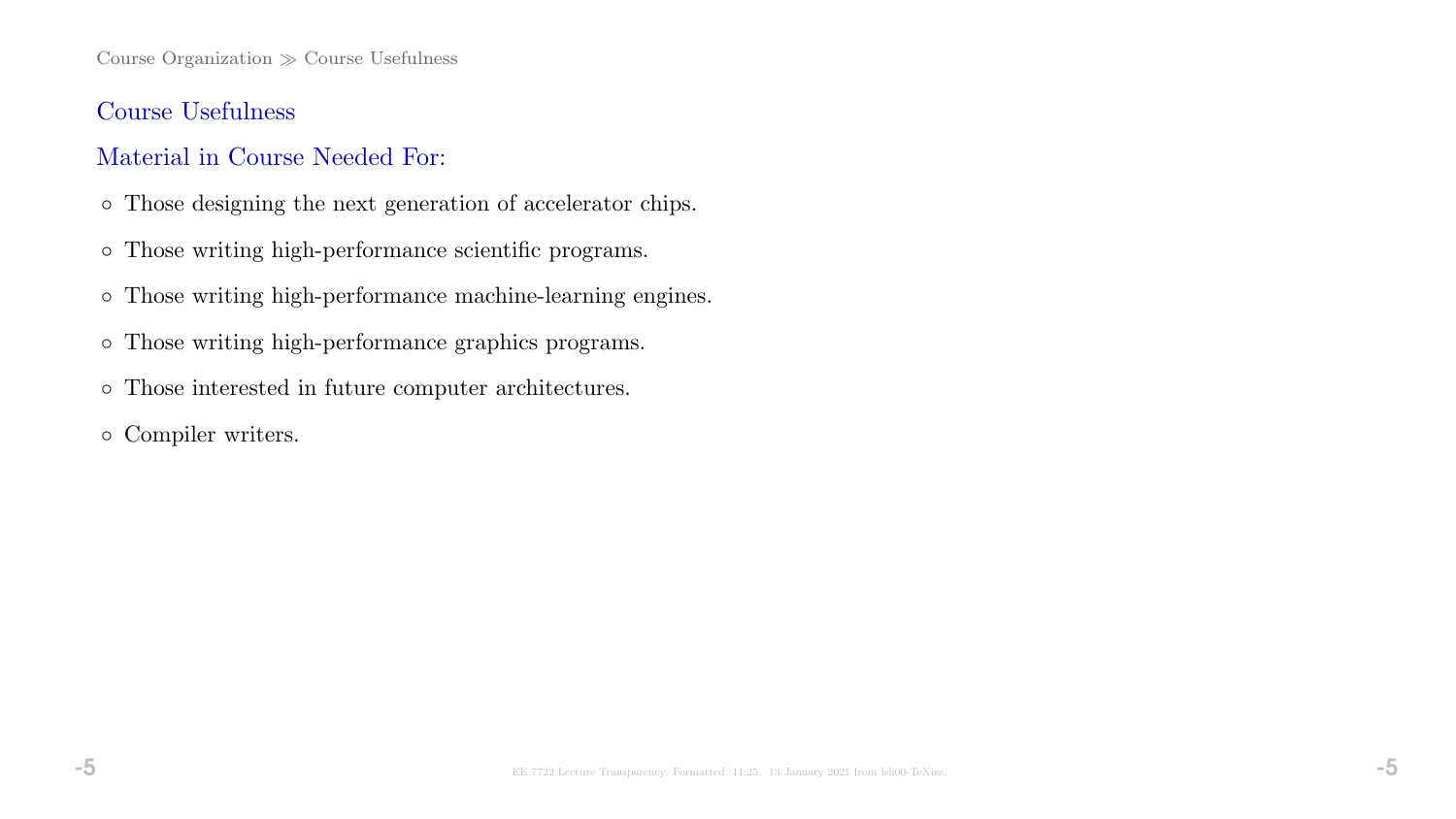## Course Usefulness

### Material in Course Needed For:

- Those designing the next generation of accelerator chips.
- Those writing high-performance scientific programs.
- Those writing high-performance machine-learning engines.
- Those writing high-performance graphics programs.
- Those interested in future computer architectures.
- Compiler writers.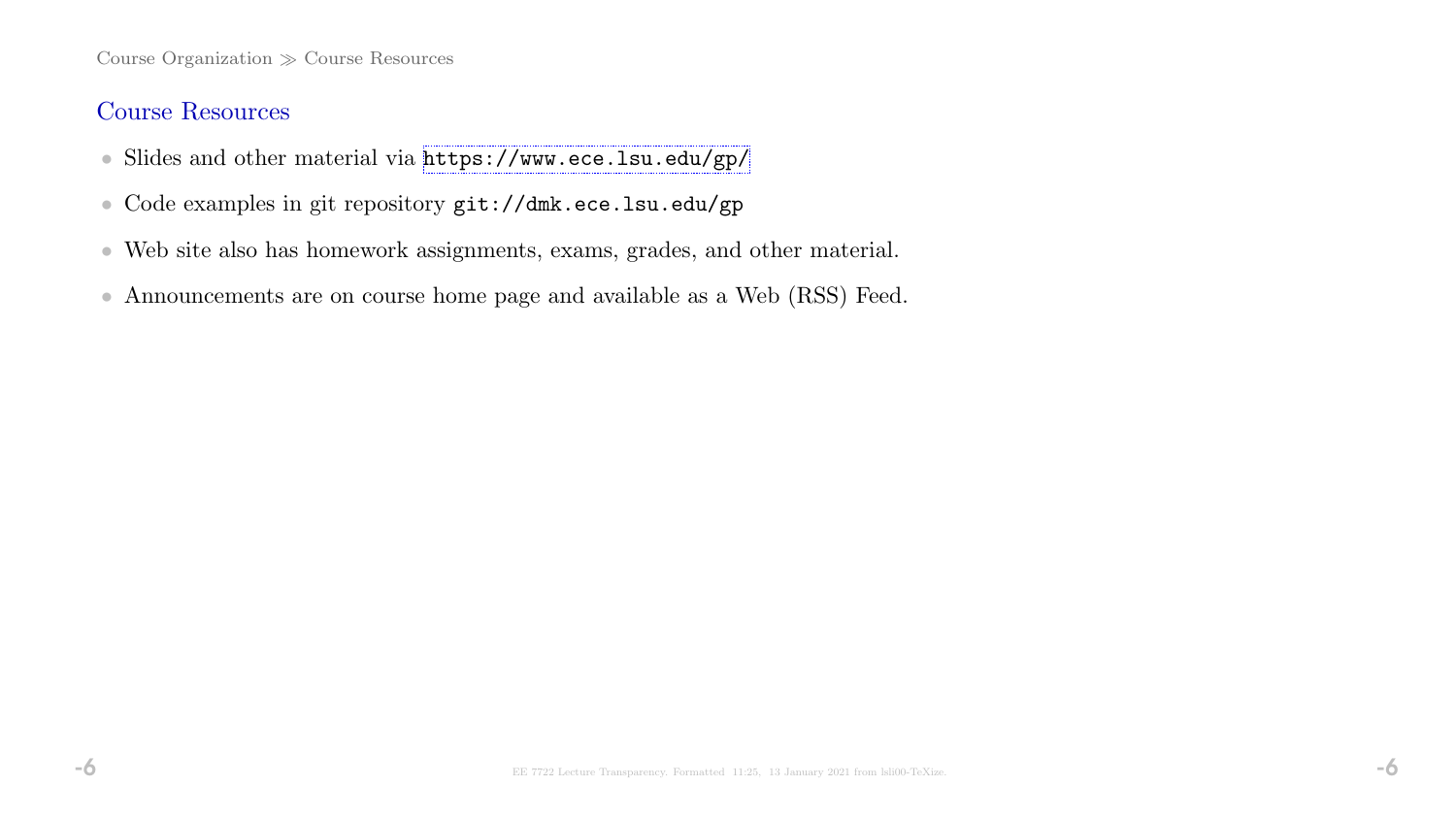## Course Resources

- Slides and other material via `https://www.ece.lsu.edu/gp/`
- Code examples in git repository `git://dmk.ece.lsu.edu/gp`
- Web site also has homework assignments, exams, grades, and other material.
- Announcements are on course home page and available as a Web (RSS) Feed.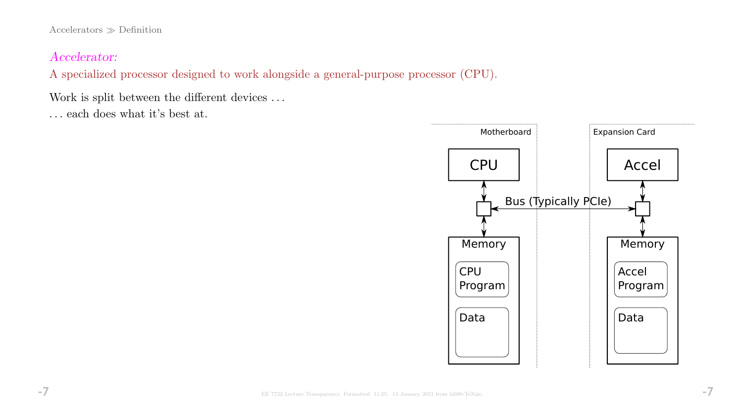Accelerators ≫ Definition

*Accelerator:*

A specialized processor designed to work alongside a general-purpose processor (CPU).

Work is split between the different devices . . .

. . . each does what it's best at.

Motherboard

Expansion Card

CPU

Accel

Bus (Typically PCIe)

Memory

CPU Program

Data

Memory

Accel Program

Data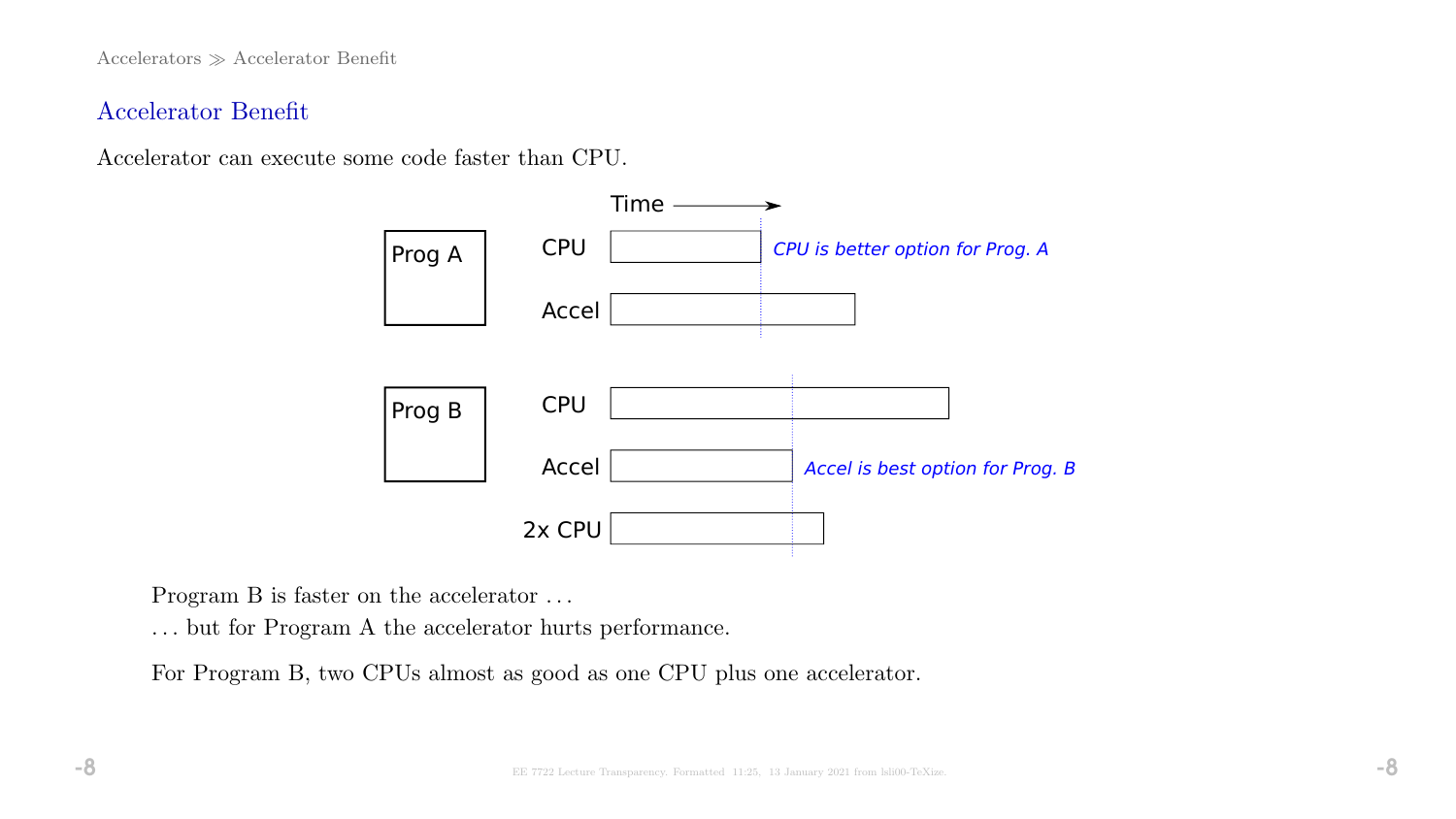## Accelerator Benefit

Accelerator can execute some code faster than CPU.

Time →

Prog A — CPU / Accel — *CPU is better option for Prog. A*

Prog B — CPU / Accel / 2x CPU — *Accel is best option for Prog. B*

Program B is faster on the accelerator . . .

. . . but for Program A the accelerator hurts performance.

For Program B, two CPUs almost as good as one CPU plus one accelerator.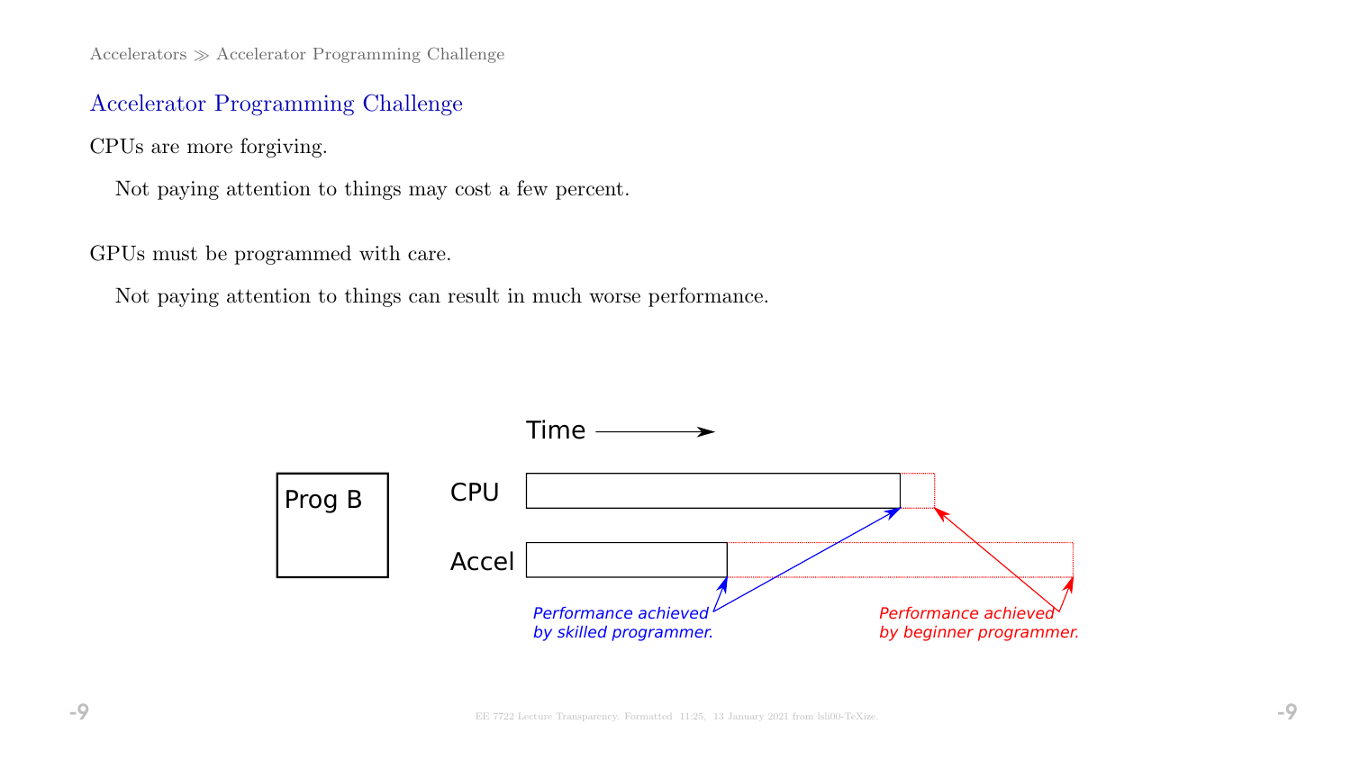## Accelerator Programming Challenge

CPUs are more forgiving.

Not paying attention to things may cost a few percent.

GPUs must be programmed with care.

Not paying attention to things can result in much worse performance.

Time

Prog B

CPU

Accel

*Performance achieved by skilled programmer.*

*Performance achieved by beginner programmer.*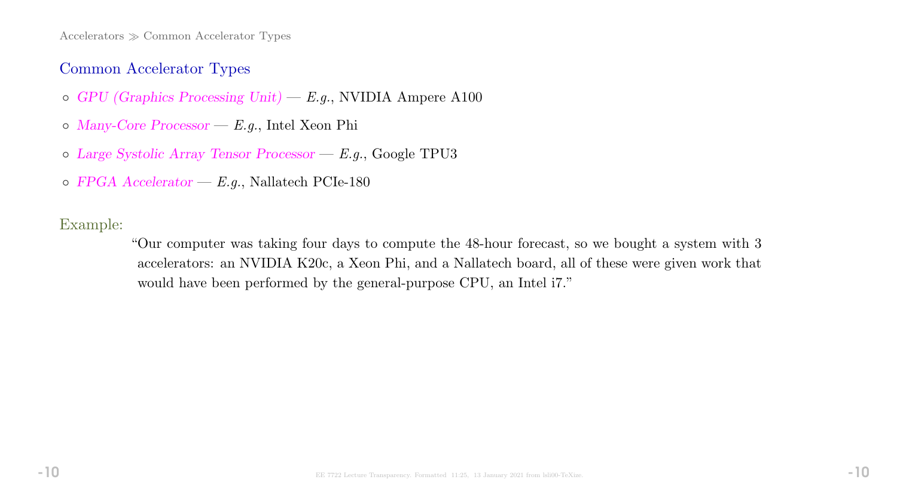## Common Accelerator Types

- *GPU (Graphics Processing Unit)* — *E.g.*, NVIDIA Ampere A100
- *Many-Core Processor* — *E.g.*, Intel Xeon Phi
- *Large Systolic Array Tensor Processor* — *E.g.*, Google TPU3
- *FPGA Accelerator* — *E.g.*, Nallatech PCIe-180

Example:

> "Our computer was taking four days to compute the 48-hour forecast, so we bought a system with 3 accelerators: an NVIDIA K20c, a Xeon Phi, and a Nallatech board, all of these were given work that would have been performed by the general-purpose CPU, an Intel i7."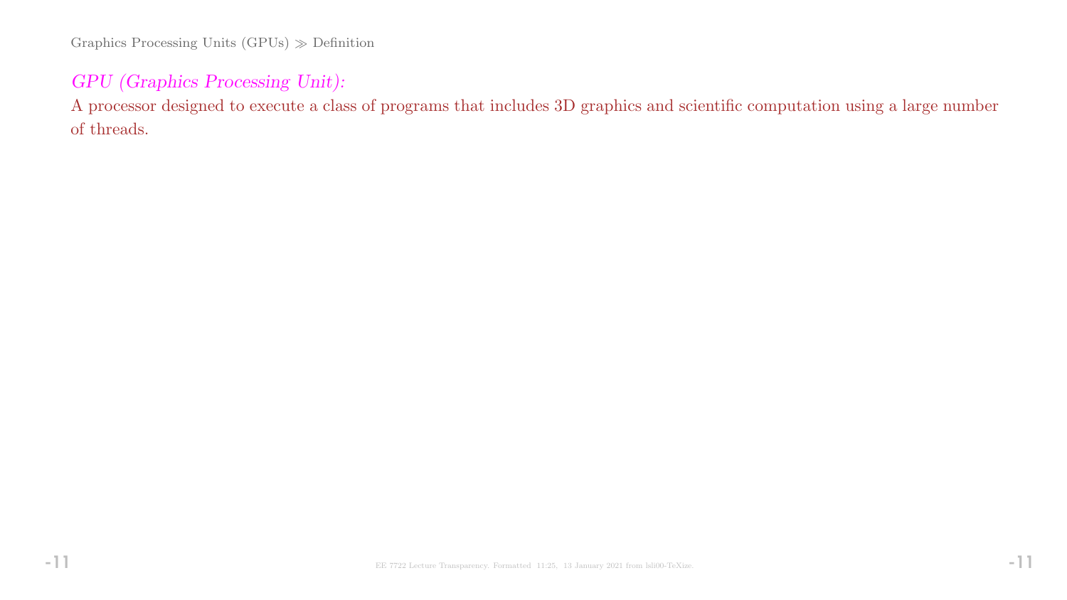*GPU (Graphics Processing Unit):*

A processor designed to execute a class of programs that includes 3D graphics and scientific computation using a large number of threads.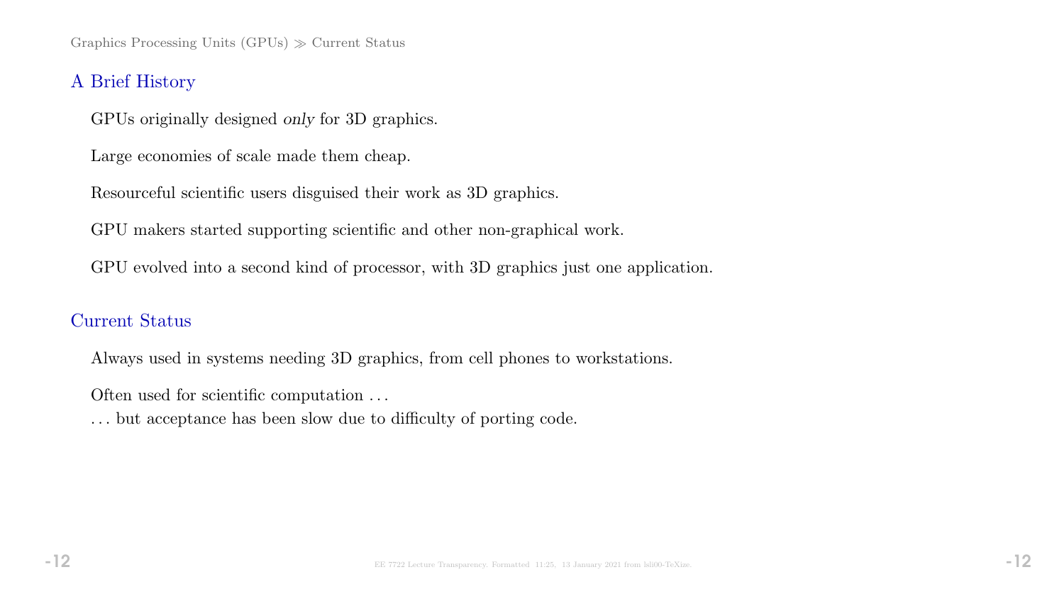## A Brief History

GPUs originally designed *only* for 3D graphics.

Large economies of scale made them cheap.

Resourceful scientific users disguised their work as 3D graphics.

GPU makers started supporting scientific and other non-graphical work.

GPU evolved into a second kind of processor, with 3D graphics just one application.

## Current Status

Always used in systems needing 3D graphics, from cell phones to workstations.

Often used for scientific computation . . .
. . . but acceptance has been slow due to difficulty of porting code.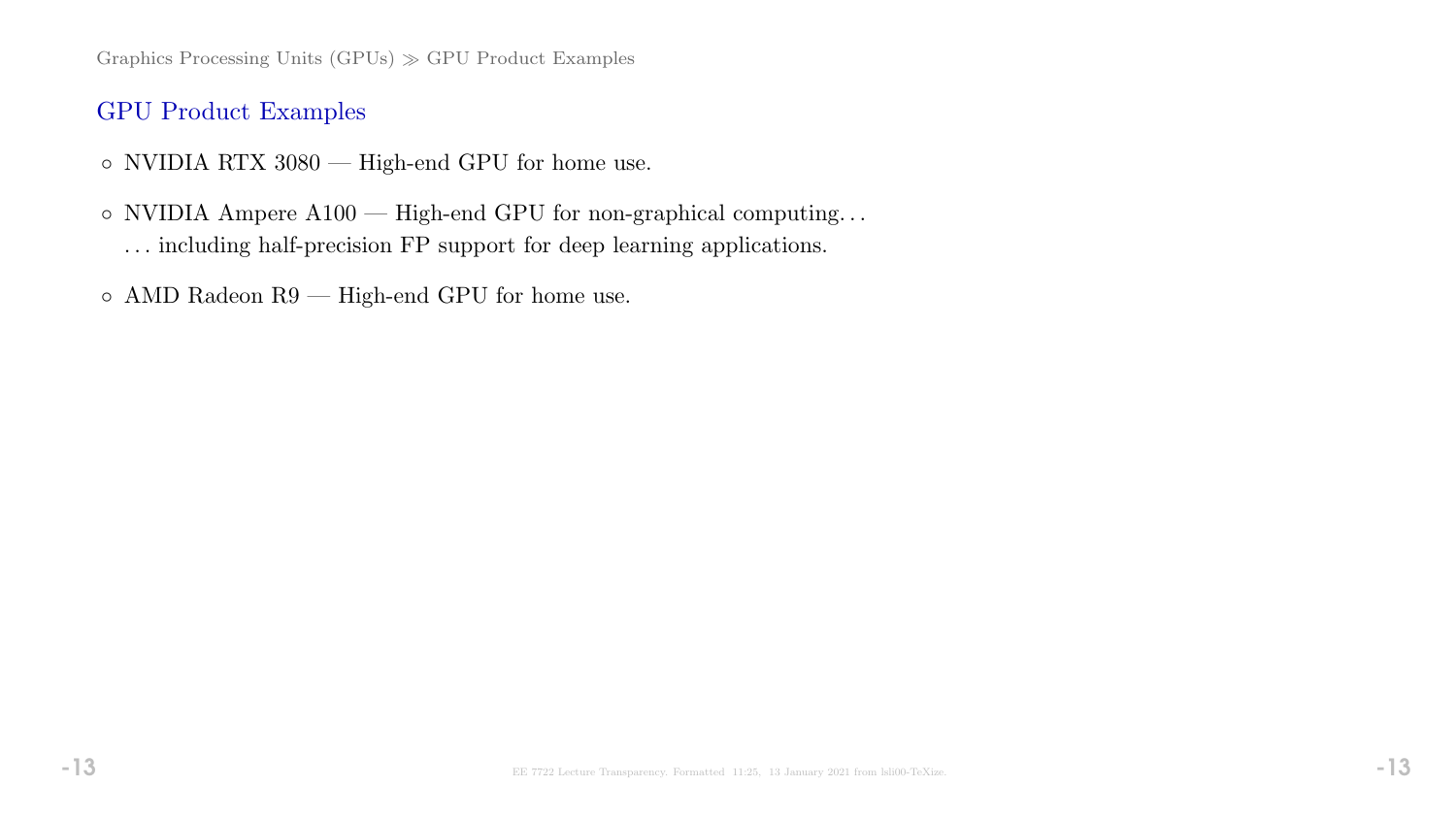## GPU Product Examples

- NVIDIA RTX 3080 — High-end GPU for home use.
- NVIDIA Ampere A100 — High-end GPU for non-graphical computing…
  … including half-precision FP support for deep learning applications.
- AMD Radeon R9 — High-end GPU for home use.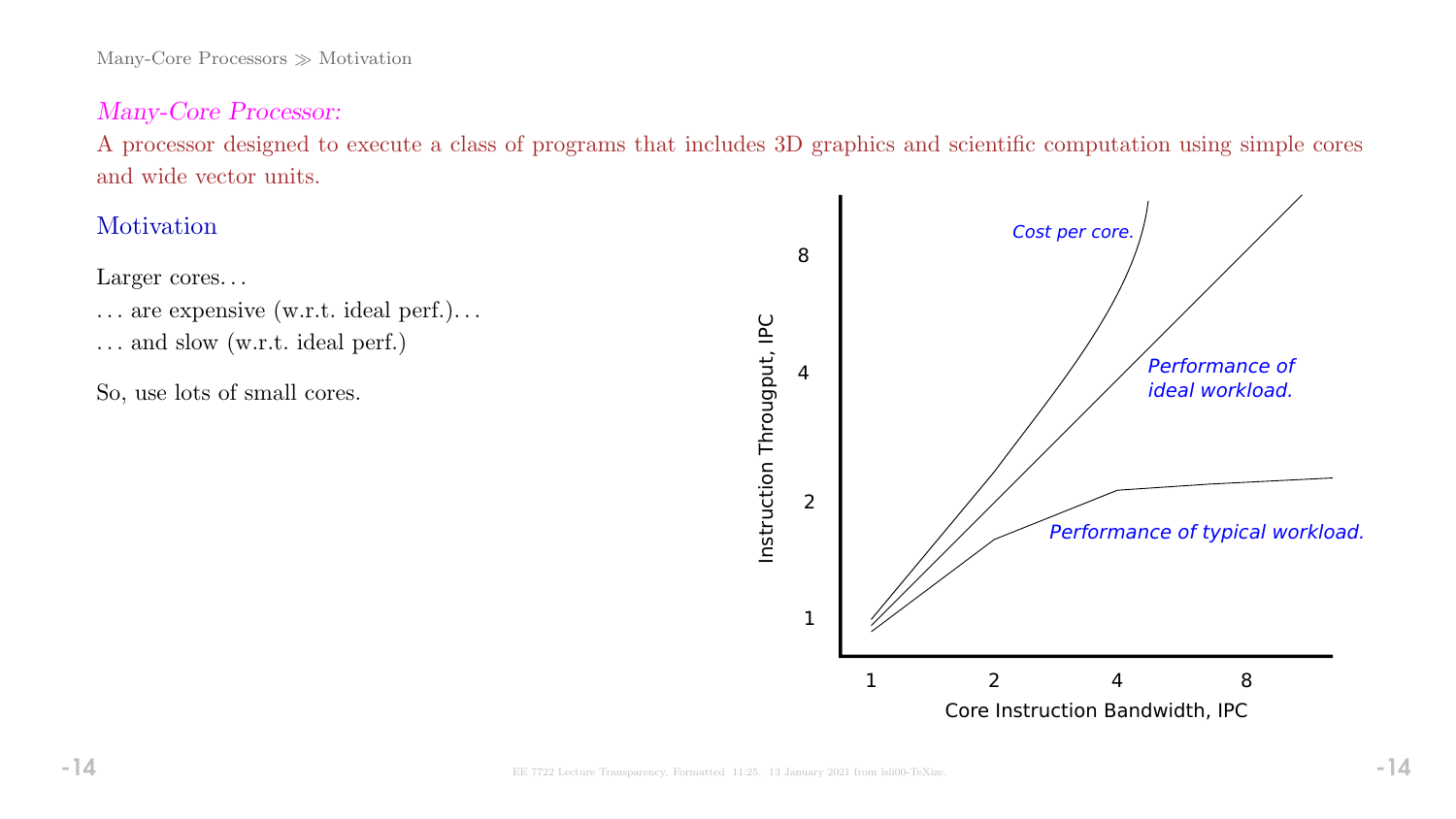*Many-Core Processor:*

A processor designed to execute a class of programs that includes 3D graphics and scientific computation using simple cores and wide vector units.

## Motivation

Larger cores. . .

. . . are expensive (w.r.t. ideal perf.). . .

. . . and slow (w.r.t. ideal perf.)

So, use lots of small cores.

Cost per core.

Performance of ideal workload.

Performance of typical workload.

Instruction Througput, IPC

8

4

2

1

1

2

4

8

Core Instruction Bandwidth, IPC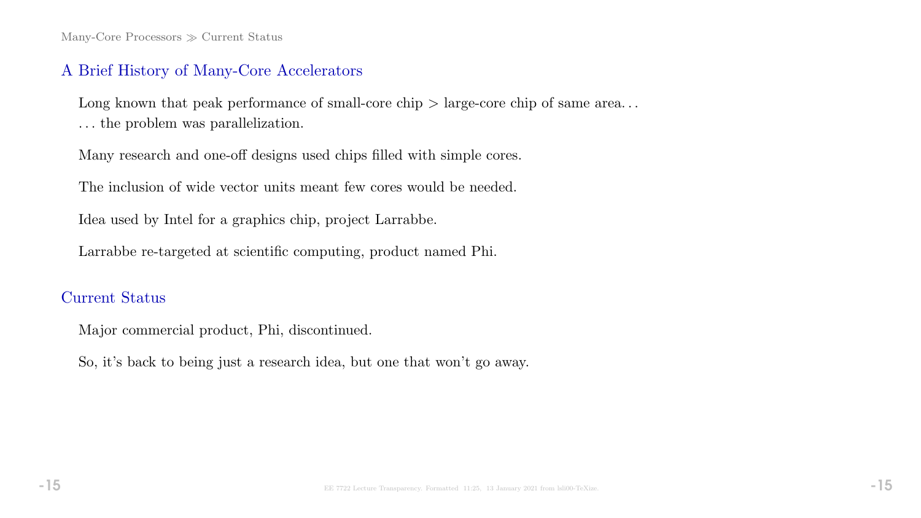## A Brief History of Many-Core Accelerators

Long known that peak performance of small-core chip > large-core chip of same area. . .
. . . the problem was parallelization.

Many research and one-off designs used chips filled with simple cores.

The inclusion of wide vector units meant few cores would be needed.

Idea used by Intel for a graphics chip, project Larrabbe.

Larrabbe re-targeted at scientific computing, product named Phi.

## Current Status

Major commercial product, Phi, discontinued.

So, it's back to being just a research idea, but one that won't go away.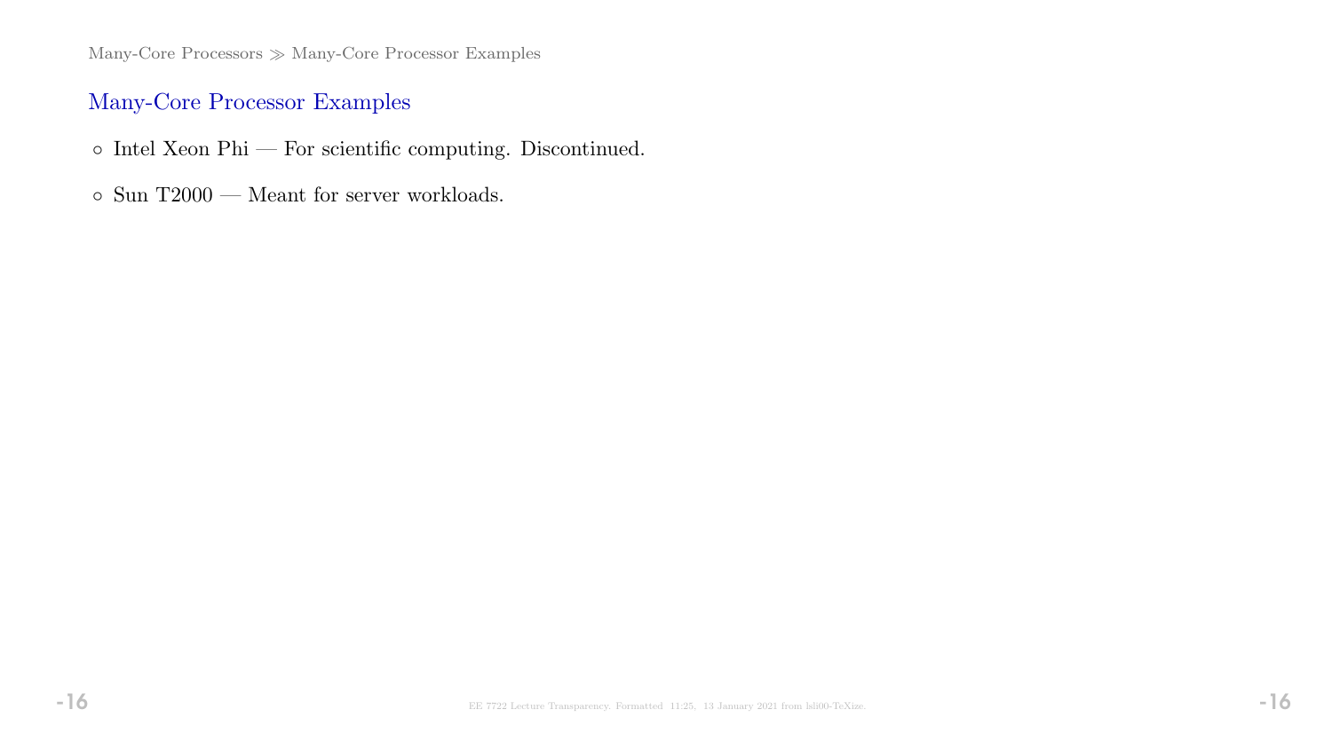## Many-Core Processor Examples

- Intel Xeon Phi — For scientific computing. Discontinued.
- Sun T2000 — Meant for server workloads.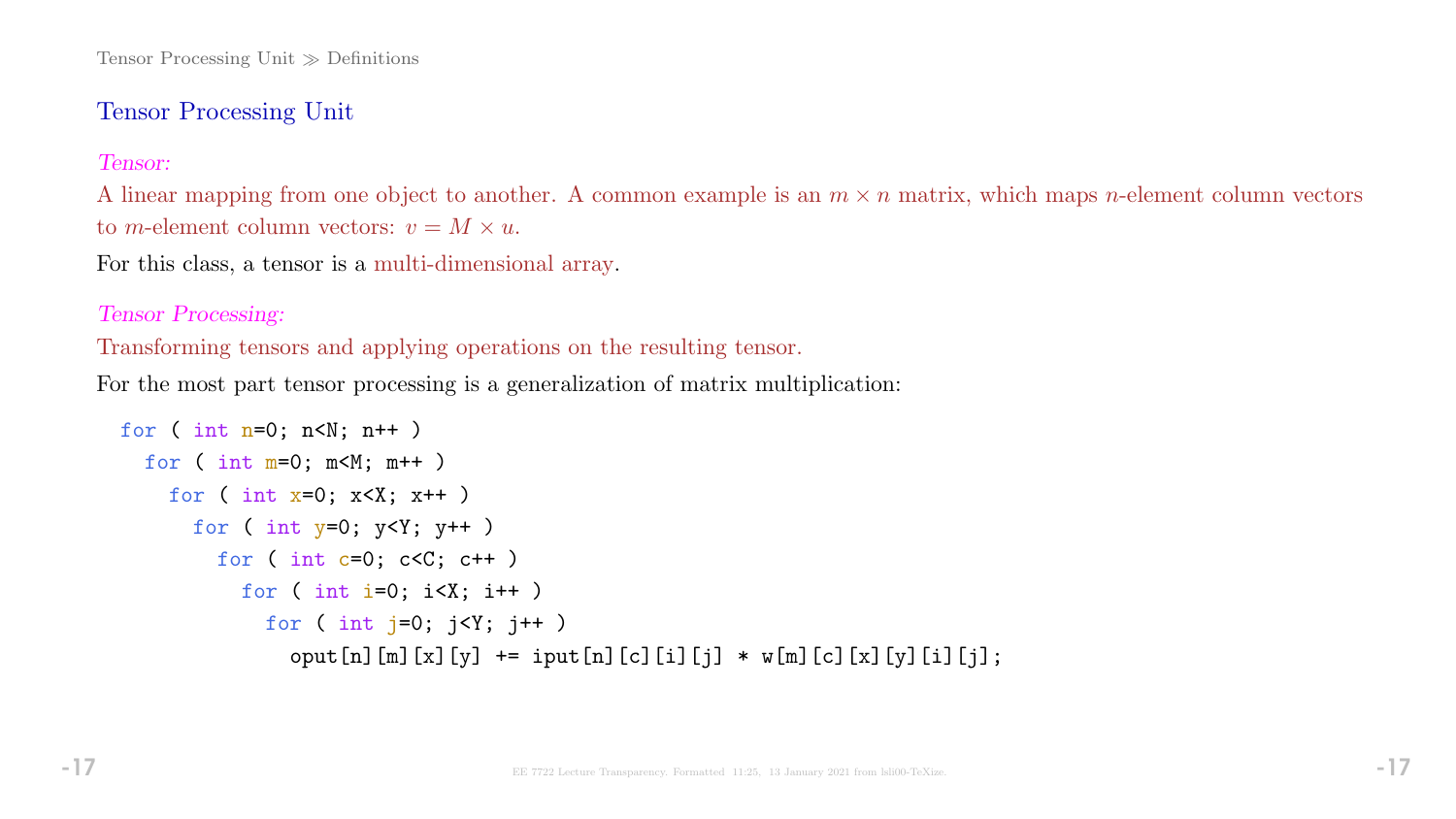## Tensor Processing Unit

*Tensor:*

A linear mapping from one object to another. A common example is an $m \times n$ matrix, which maps $n$-element column vectors to $m$-element column vectors: $v = M \times u$.

For this class, a tensor is a multi-dimensional array.

*Tensor Processing:*

Transforming tensors and applying operations on the resulting tensor.

For the most part tensor processing is a generalization of matrix multiplication:

```
for ( int n=0; n<N; n++ )
  for ( int m=0; m<M; m++ )
    for ( int x=0; x<X; x++ )
      for ( int y=0; y<Y; y++ )
        for ( int c=0; c<C; c++ )
          for ( int i=0; i<X; i++ )
            for ( int j=0; j<Y; j++ )
              oput[n][m][x][y] += iput[n][c][i][j] * w[m][c][x][y][i][j];
```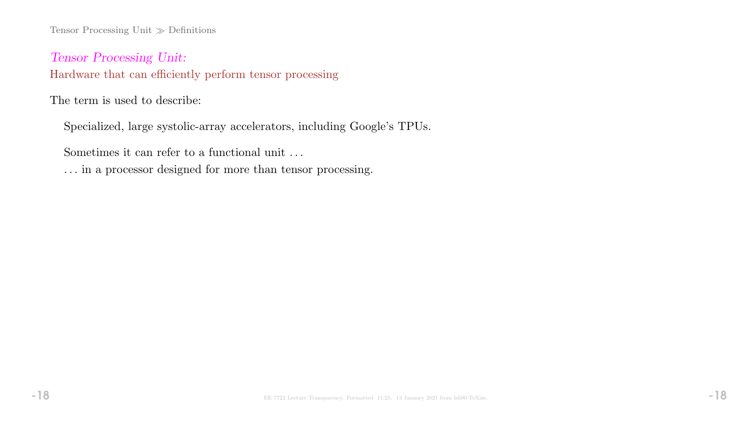*Tensor Processing Unit:*
Hardware that can efficiently perform tensor processing

The term is used to describe:

Specialized, large systolic-array accelerators, including Google's TPUs.

Sometimes it can refer to a functional unit . . .
. . . in a processor designed for more than tensor processing.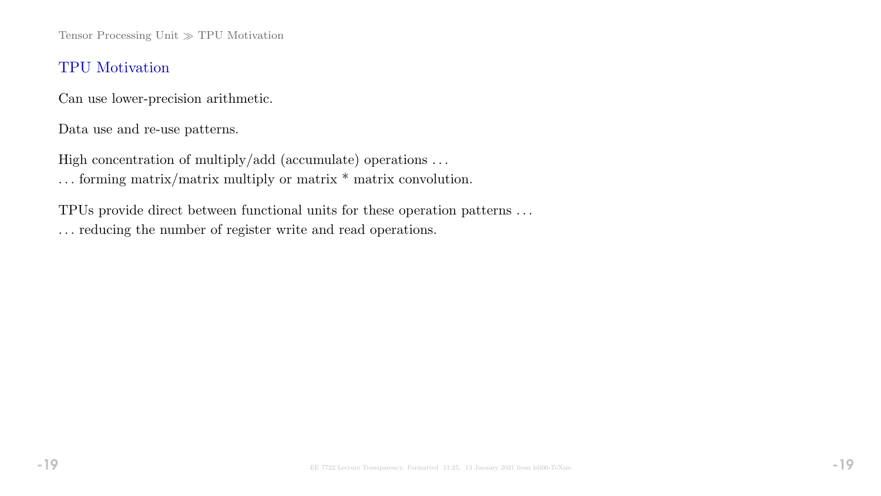## TPU Motivation

Can use lower-precision arithmetic.

Data use and re-use patterns.

High concentration of multiply/add (accumulate) operations ...
... forming matrix/matrix multiply or matrix * matrix convolution.

TPUs provide direct between functional units for these operation patterns ...
... reducing the number of register write and read operations.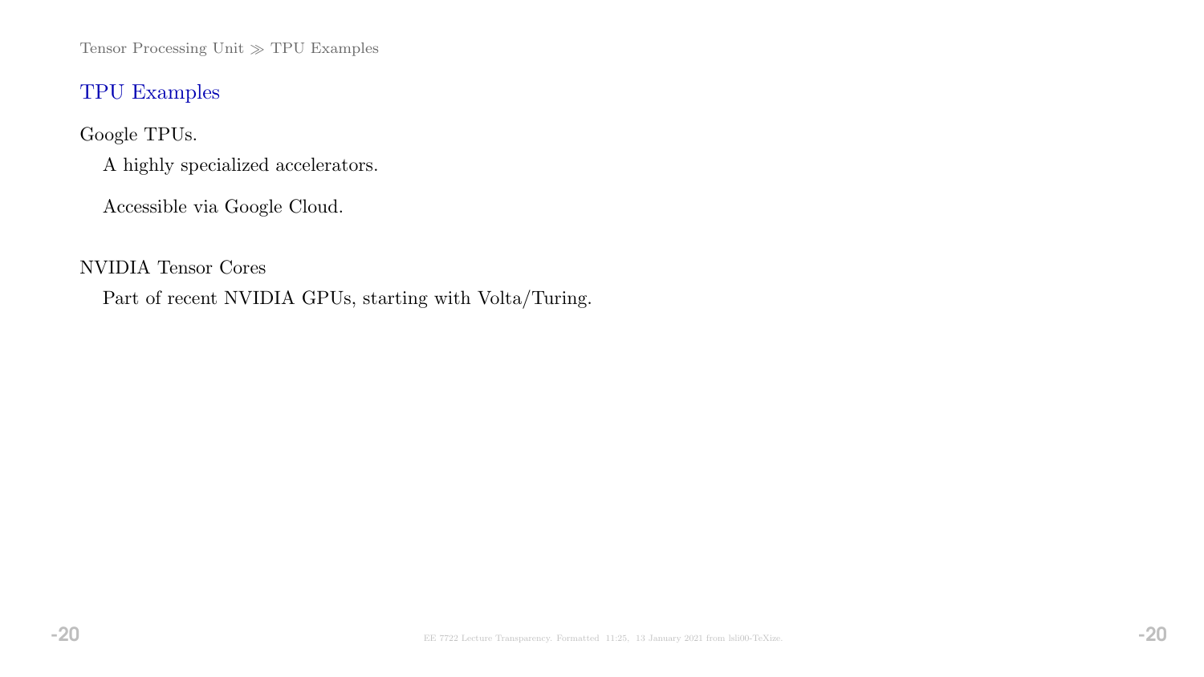## TPU Examples

Google TPUs.

A highly specialized accelerators.

Accessible via Google Cloud.

NVIDIA Tensor Cores

Part of recent NVIDIA GPUs, starting with Volta/Turing.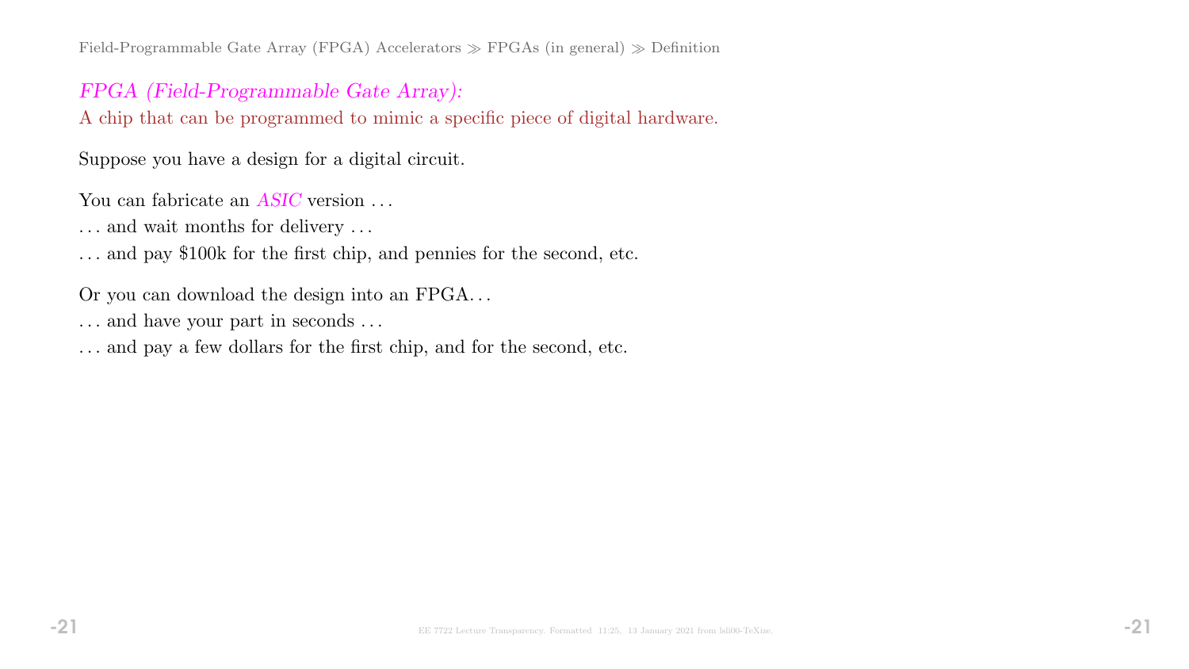*FPGA (Field-Programmable Gate Array):*
A chip that can be programmed to mimic a specific piece of digital hardware.

Suppose you have a design for a digital circuit.

You can fabricate an *ASIC* version ...
... and wait months for delivery ...
... and pay $100k for the first chip, and pennies for the second, etc.

Or you can download the design into an FPGA...
... and have your part in seconds ...
... and pay a few dollars for the first chip, and for the second, etc.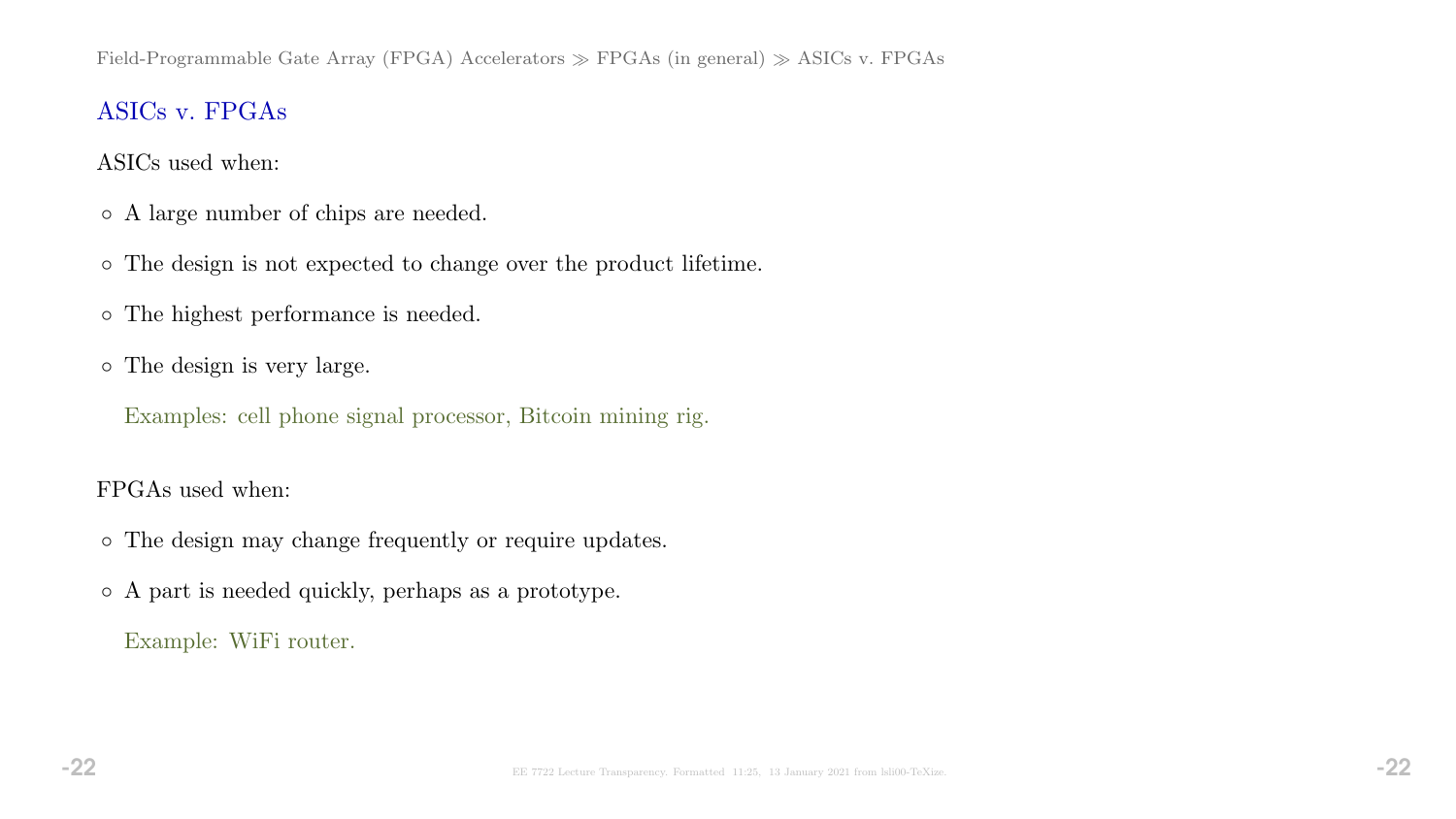## ASICs v. FPGAs

ASICs used when:

- A large number of chips are needed.
- The design is not expected to change over the product lifetime.
- The highest performance is needed.
- The design is very large.

  Examples: cell phone signal processor, Bitcoin mining rig.

FPGAs used when:

- The design may change frequently or require updates.
- A part is needed quickly, perhaps as a prototype.

  Example: WiFi router.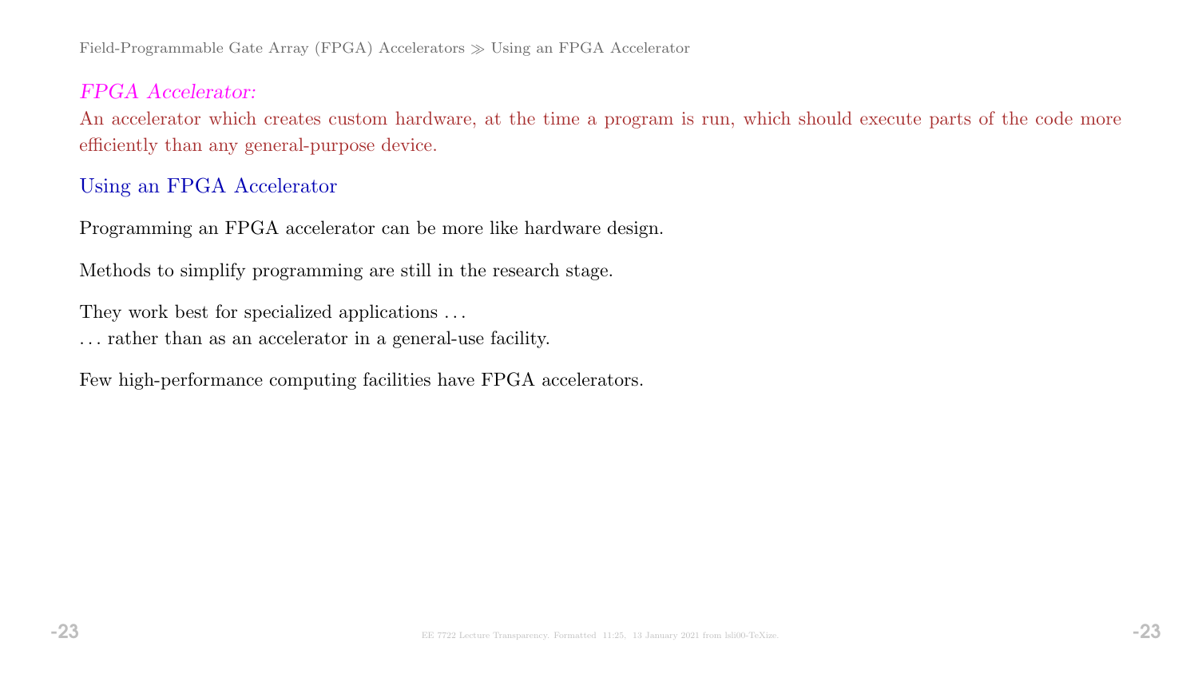*FPGA Accelerator:*
An accelerator which creates custom hardware, at the time a program is run, which should execute parts of the code more efficiently than any general-purpose device.

## Using an FPGA Accelerator

Programming an FPGA accelerator can be more like hardware design.

Methods to simplify programming are still in the research stage.

They work best for specialized applications . . .
. . . rather than as an accelerator in a general-use facility.

Few high-performance computing facilities have FPGA accelerators.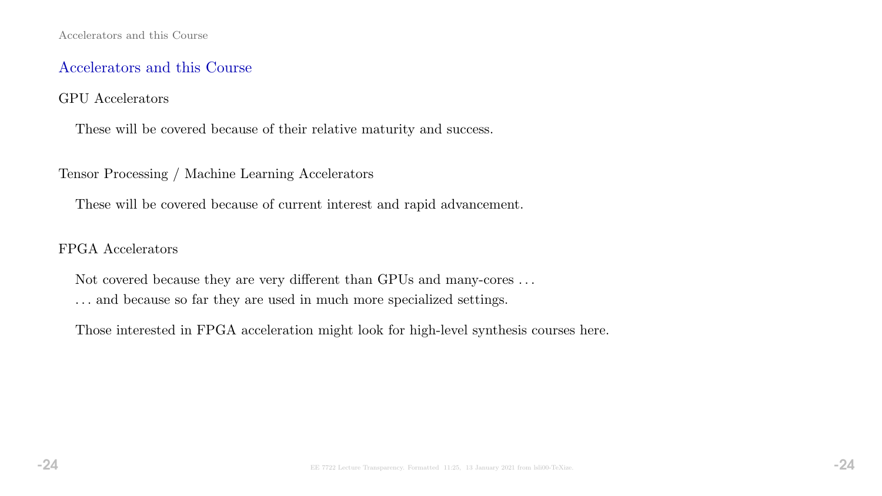## Accelerators and this Course

### GPU Accelerators

These will be covered because of their relative maturity and success.

### Tensor Processing / Machine Learning Accelerators

These will be covered because of current interest and rapid advancement.

### FPGA Accelerators

Not covered because they are very different than GPUs and many-cores . . .

. . . and because so far they are used in much more specialized settings.

Those interested in FPGA acceleration might look for high-level synthesis courses here.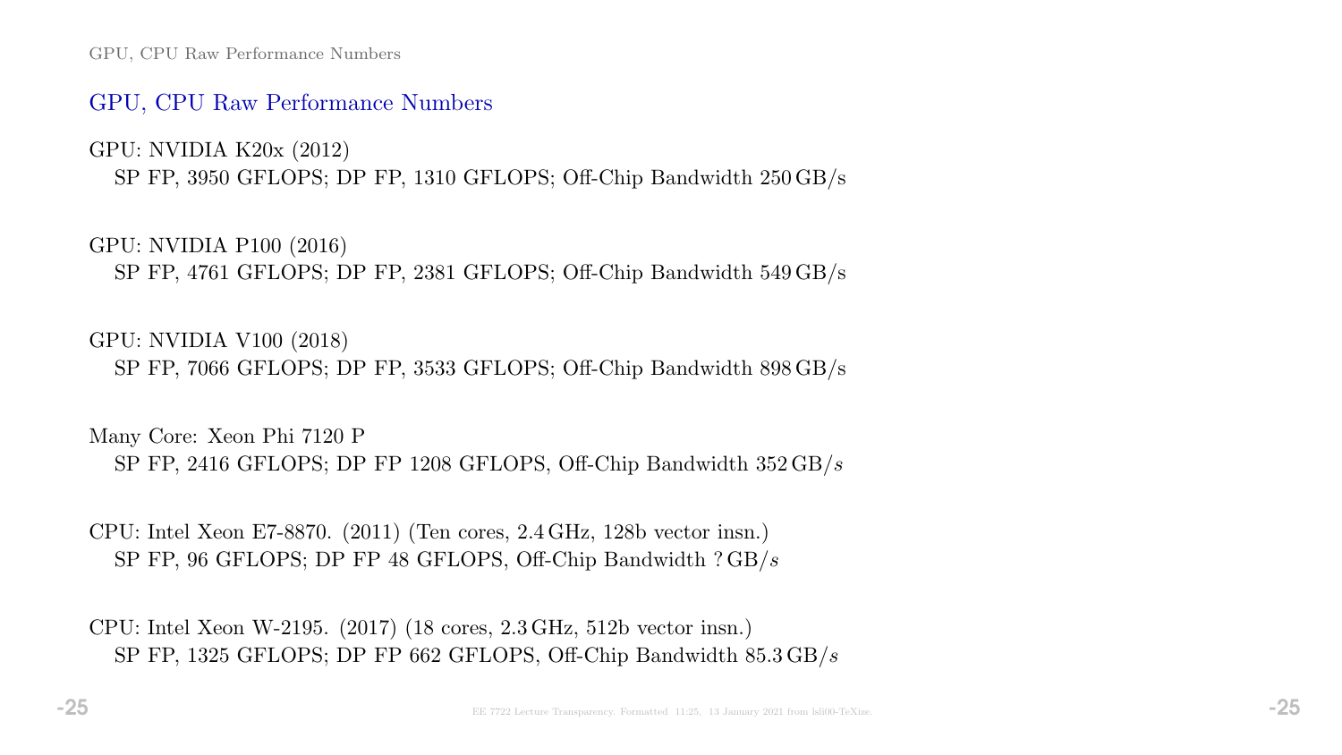## GPU, CPU Raw Performance Numbers

GPU: NVIDIA K20x (2012)
  SP FP, 3950 GFLOPS; DP FP, 1310 GFLOPS; Off-Chip Bandwidth 250 GB/s

GPU: NVIDIA P100 (2016)
  SP FP, 4761 GFLOPS; DP FP, 2381 GFLOPS; Off-Chip Bandwidth 549 GB/s

GPU: NVIDIA V100 (2018)
  SP FP, 7066 GFLOPS; DP FP, 3533 GFLOPS; Off-Chip Bandwidth 898 GB/s

Many Core: Xeon Phi 7120 P
  SP FP, 2416 GFLOPS; DP FP 1208 GFLOPS, Off-Chip Bandwidth 352 GB/$s$

CPU: Intel Xeon E7-8870. (2011) (Ten cores, 2.4 GHz, 128b vector insn.)
  SP FP, 96 GFLOPS; DP FP 48 GFLOPS, Off-Chip Bandwidth ? GB/$s$

CPU: Intel Xeon W-2195. (2017) (18 cores, 2.3 GHz, 512b vector insn.)
  SP FP, 1325 GFLOPS; DP FP 662 GFLOPS, Off-Chip Bandwidth 85.3 GB/$s$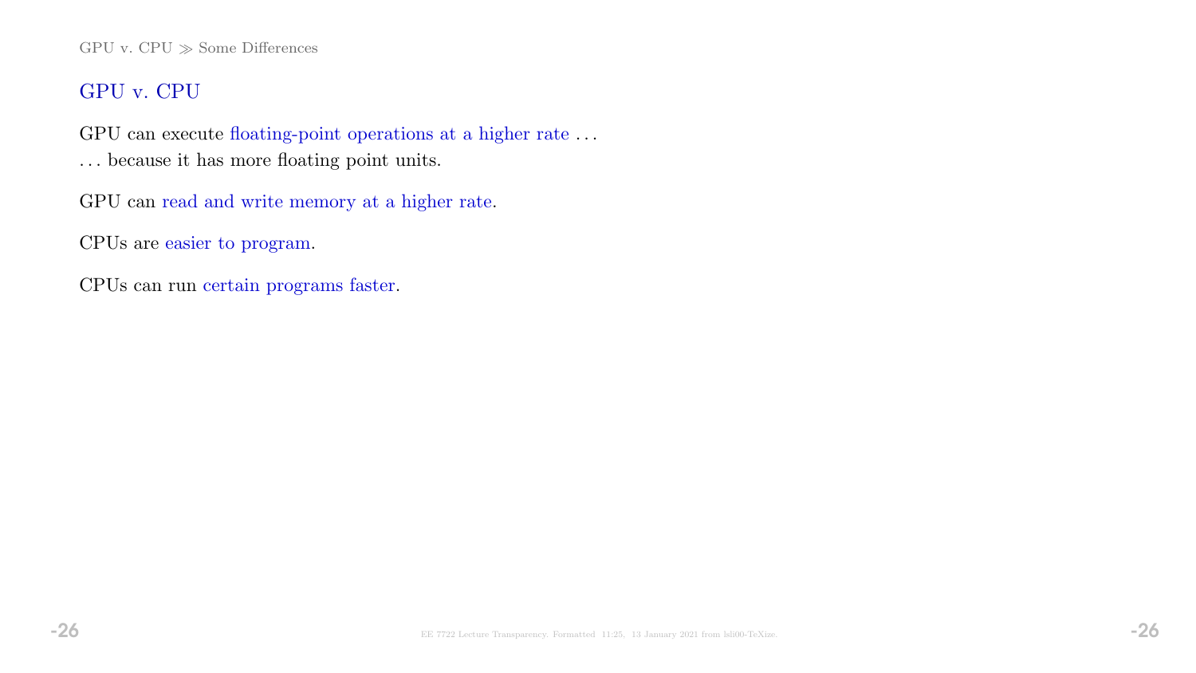## GPU v. CPU

GPU can execute floating-point operations at a higher rate . . .
. . . because it has more floating point units.

GPU can read and write memory at a higher rate.

CPUs are easier to program.

CPUs can run certain programs faster.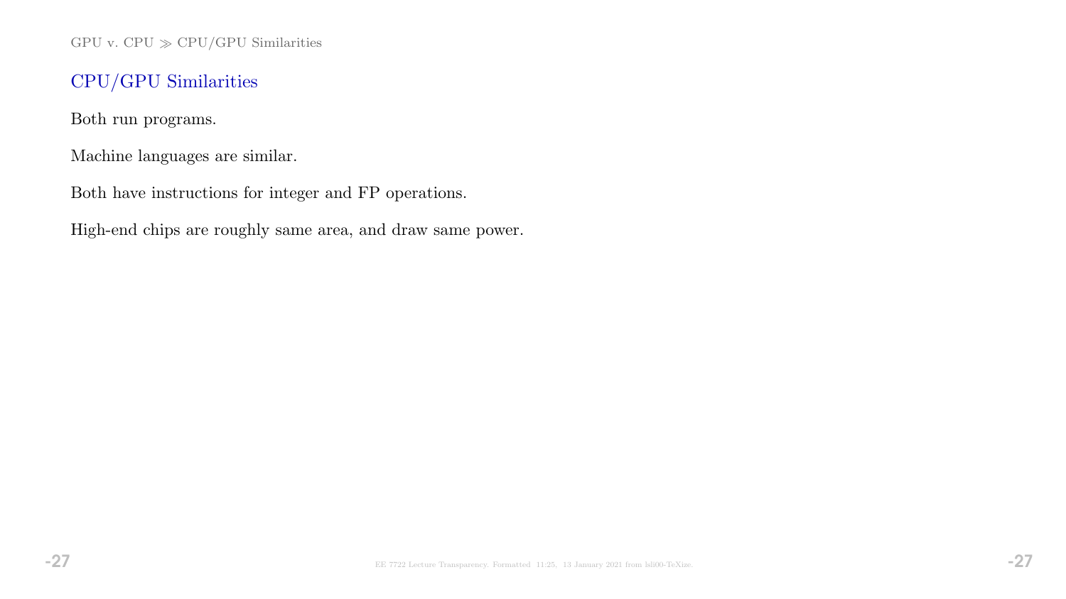## CPU/GPU Similarities

Both run programs.

Machine languages are similar.

Both have instructions for integer and FP operations.

High-end chips are roughly same area, and draw same power.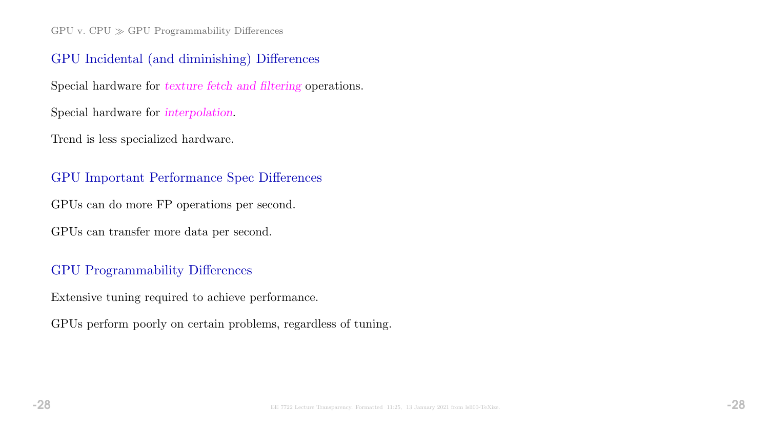## GPU Incidental (and diminishing) Differences

Special hardware for *texture fetch and filtering* operations.

Special hardware for *interpolation*.

Trend is less specialized hardware.

## GPU Important Performance Spec Differences

GPUs can do more FP operations per second.

GPUs can transfer more data per second.

## GPU Programmability Differences

Extensive tuning required to achieve performance.

GPUs perform poorly on certain problems, regardless of tuning.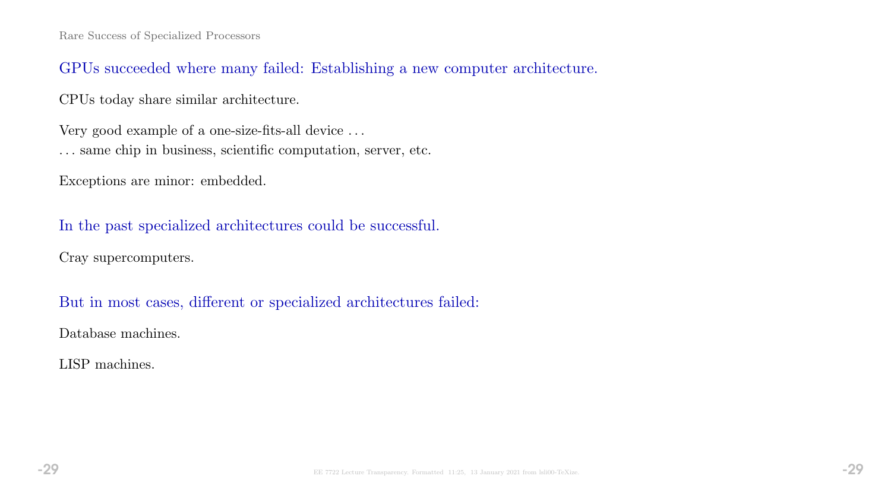Rare Success of Specialized Processors

## GPUs succeeded where many failed: Establishing a new computer architecture.

CPUs today share similar architecture.

Very good example of a one-size-fits-all device . . .
. . . same chip in business, scientific computation, server, etc.

Exceptions are minor: embedded.

## In the past specialized architectures could be successful.

Cray supercomputers.

## But in most cases, different or specialized architectures failed:

Database machines.

LISP machines.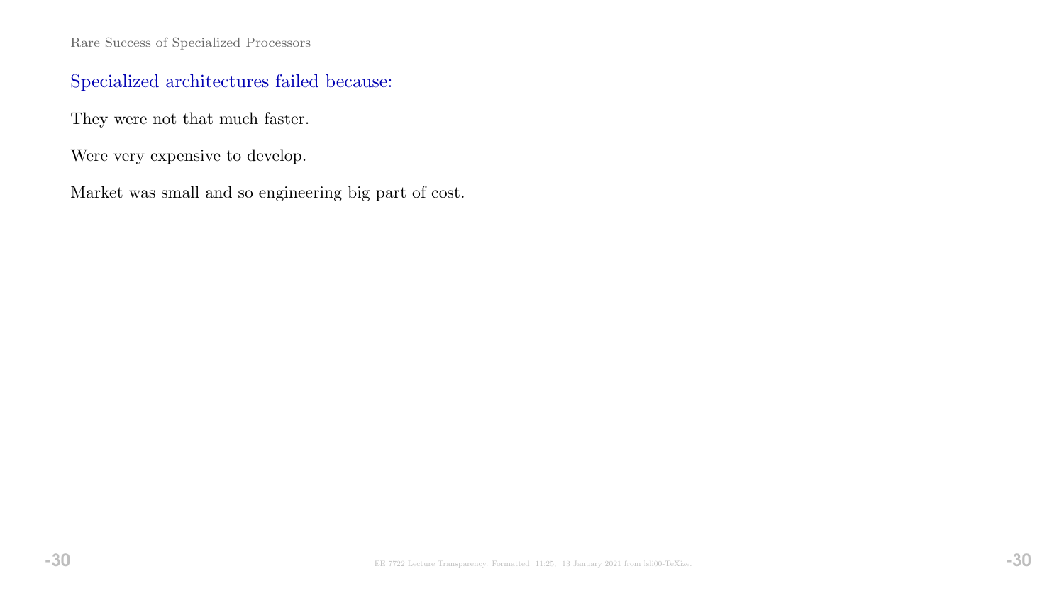Rare Success of Specialized Processors

## Specialized architectures failed because:

They were not that much faster.

Were very expensive to develop.

Market was small and so engineering big part of cost.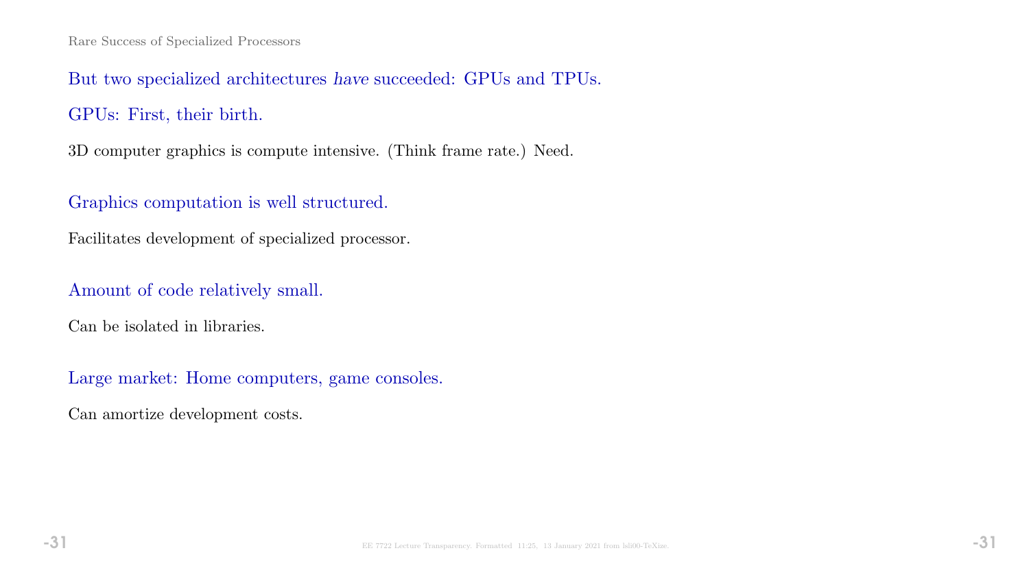## Rare Success of Specialized Processors

But two specialized architectures *have* succeeded: GPUs and TPUs.

GPUs: First, their birth.

3D computer graphics is compute intensive. (Think frame rate.) Need.

Graphics computation is well structured.

Facilitates development of specialized processor.

Amount of code relatively small.

Can be isolated in libraries.

Large market: Home computers, game consoles.

Can amortize development costs.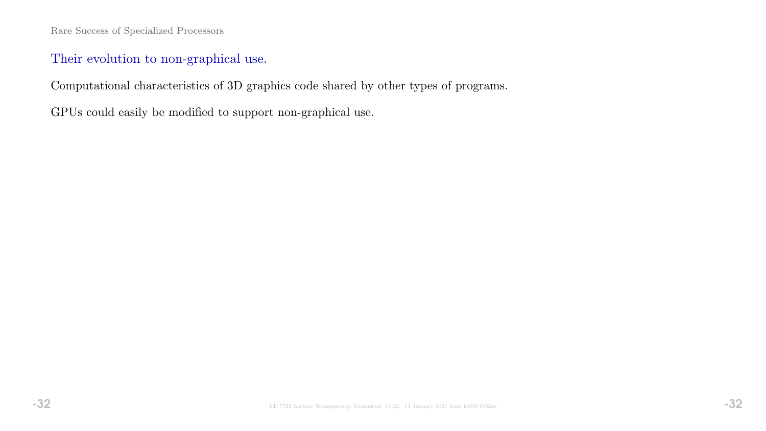## Their evolution to non-graphical use.

Computational characteristics of 3D graphics code shared by other types of programs.

GPUs could easily be modified to support non-graphical use.